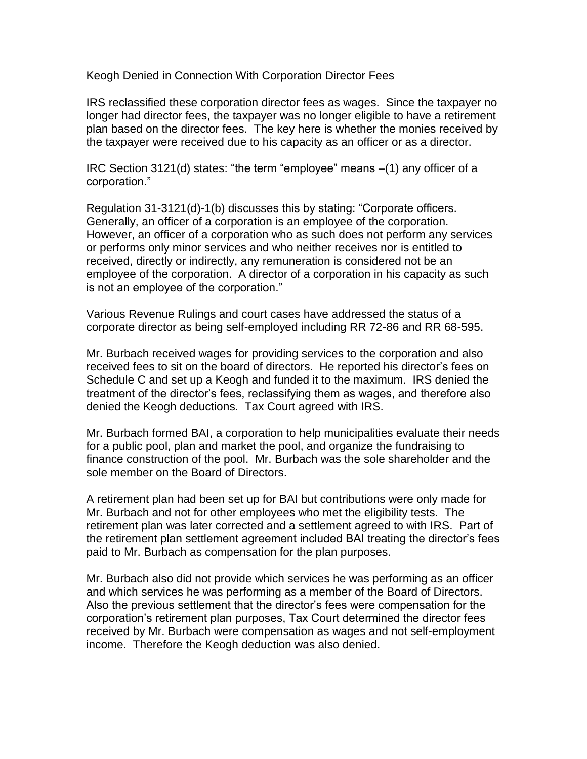# Keogh Denied in Connection With Corporation Director Fees

IRS reclassified these corporation director fees as wages. Since the taxpayer no longer had director fees, the taxpayer was no longer eligible to have a retirement plan based on the director fees. The key here is whether the monies received by the taxpayer were received due to his capacity as an officer or as a director.

IRC Section 3121(d) states: "the term "employee" means –(1) any officer of a corporation."

Regulation 31-3121(d)-1(b) discusses this by stating: "Corporate officers. Generally, an officer of a corporation is an employee of the corporation. However, an officer of a corporation who as such does not perform any services or performs only minor services and who neither receives nor is entitled to received, directly or indirectly, any remuneration is considered not be an employee of the corporation. A director of a corporation in his capacity as such is not an employee of the corporation."

Various Revenue Rulings and court cases have addressed the status of a corporate director as being self-employed including RR 72-86 and RR 68-595.

Mr. Burbach received wages for providing services to the corporation and also received fees to sit on the board of directors. He reported his director's fees on Schedule C and set up a Keogh and funded it to the maximum. IRS denied the treatment of the director's fees, reclassifying them as wages, and therefore also denied the Keogh deductions. Tax Court agreed with IRS.

Mr. Burbach formed BAI, a corporation to help municipalities evaluate their needs for a public pool, plan and market the pool, and organize the fundraising to finance construction of the pool. Mr. Burbach was the sole shareholder and the sole member on the Board of Directors.

A retirement plan had been set up for BAI but contributions were only made for Mr. Burbach and not for other employees who met the eligibility tests. The retirement plan was later corrected and a settlement agreed to with IRS. Part of the retirement plan settlement agreement included BAI treating the director's fees paid to Mr. Burbach as compensation for the plan purposes.

Mr. Burbach also did not provide which services he was performing as an officer and which services he was performing as a member of the Board of Directors. Also the previous settlement that the director's fees were compensation for the corporation's retirement plan purposes, Tax Court determined the director fees received by Mr. Burbach were compensation as wages and not self-employment income. Therefore the Keogh deduction was also denied.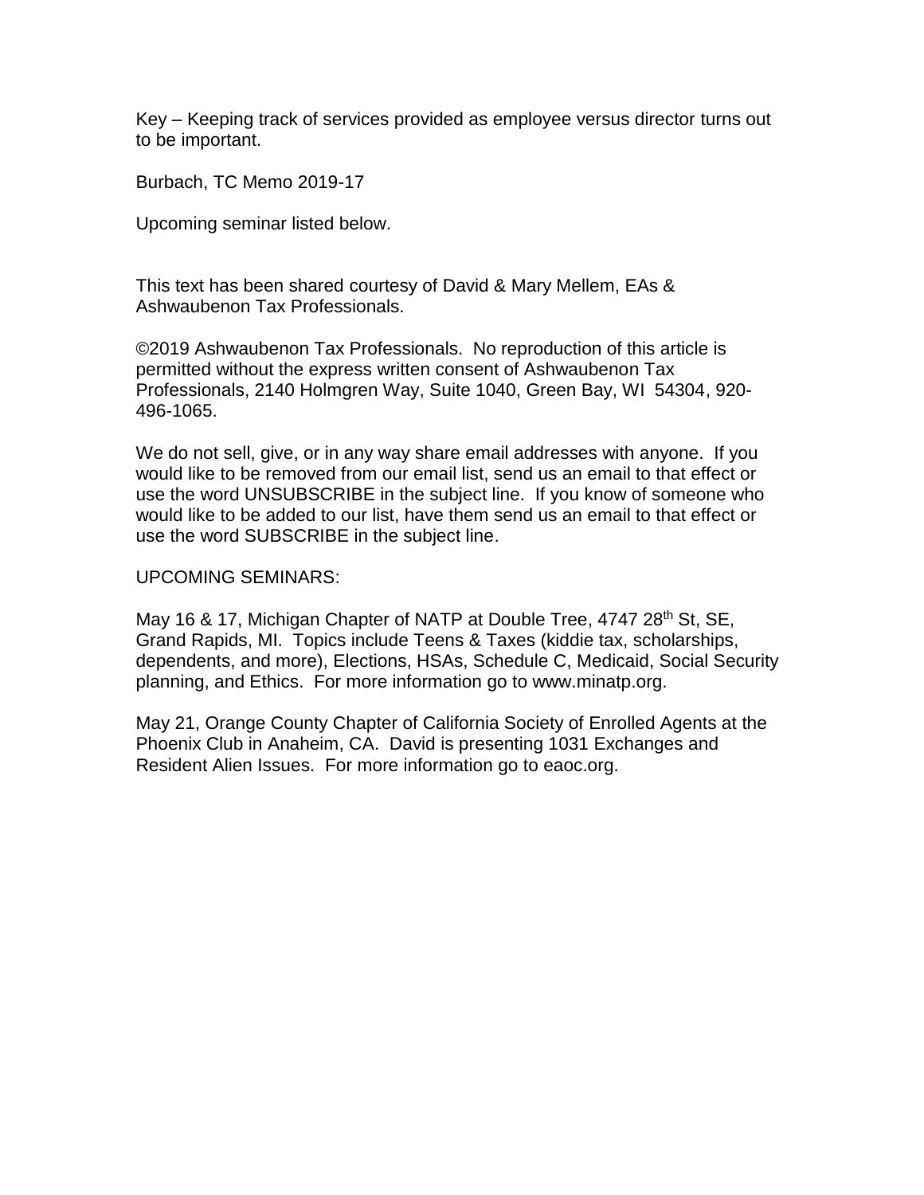Key – Keeping track of services provided as employee versus director turns out to be important.

Burbach, TC Memo 2019-17

Upcoming seminar listed below.

This text has been shared courtesy of David & Mary Mellem, EAs & Ashwaubenon Tax Professionals.

©2019 Ashwaubenon Tax Professionals. No reproduction of this article is permitted without the express written consent of Ashwaubenon Tax Professionals, 2140 Holmgren Way, Suite 1040, Green Bay, WI 54304, 920-496-1065.

We do not sell, give, or in any way share email addresses with anyone. If you would like to be removed from our email list, send us an email to that effect or use the word UNSUBSCRIBE in the subject line. If you know of someone who would like to be added to our list, have them send us an email to that effect or use the word SUBSCRIBE in the subject line.

UPCOMING SEMINARS:

May 16 & 17, Michigan Chapter of NATP at Double Tree, 4747 28th St, SE, Grand Rapids, MI. Topics include Teens & Taxes (kiddie tax, scholarships, dependents, and more), Elections, HSAs, Schedule C, Medicaid, Social Security planning, and Ethics. For more information go to www.minatp.org.

May 21, Orange County Chapter of California Society of Enrolled Agents at the Phoenix Club in Anaheim, CA. David is presenting 1031 Exchanges and Resident Alien Issues. For more information go to eaoc.org.